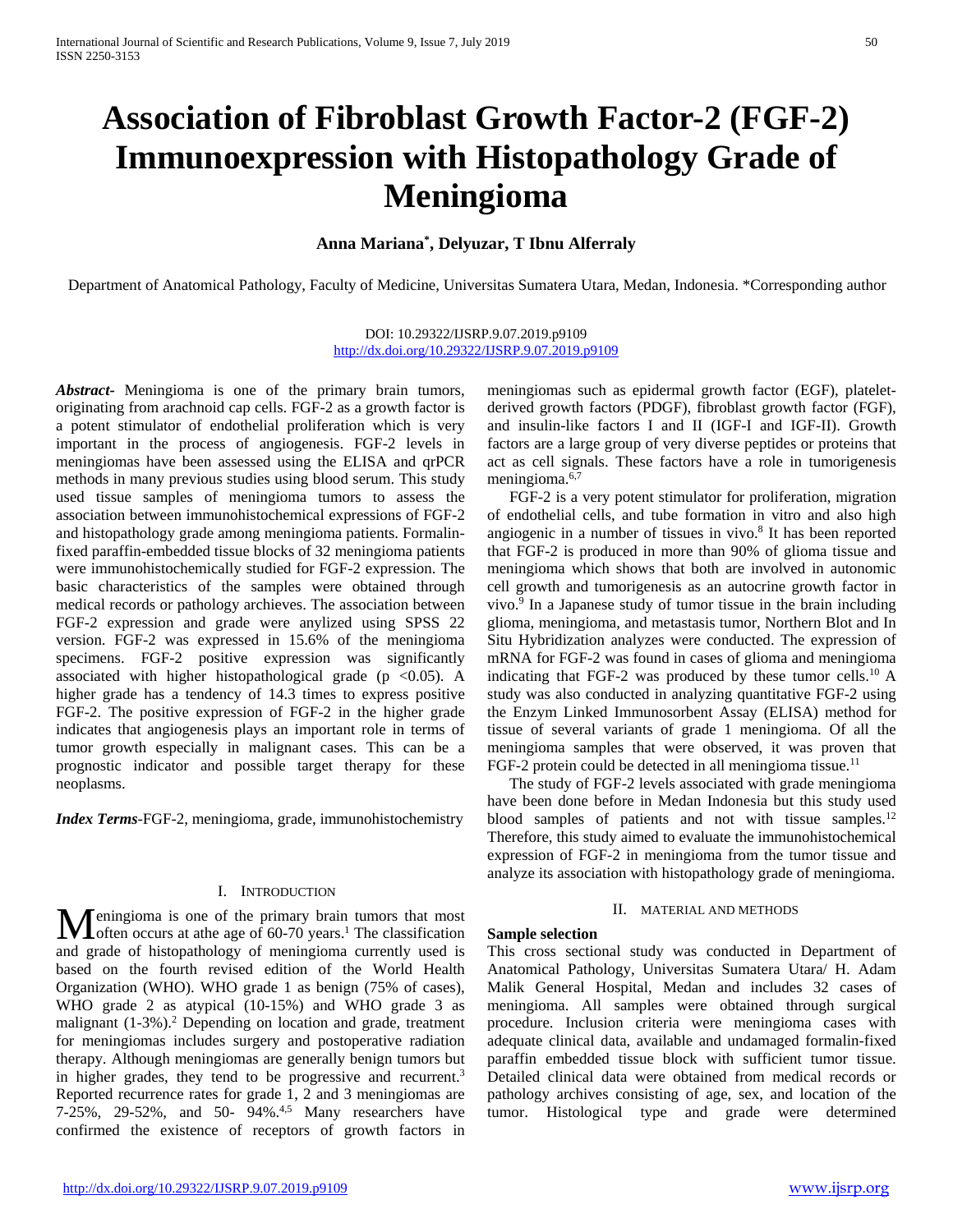# Association of Fibroblast Growth Factor-2 (FGF-2) Immunoexpression with Histopathology Grade of Meningioma

**Anna Mariana*, Delyuzar, T Ibnu Alferraly**

Department of Anatomical Pathology, Faculty of Medicine, Universitas Sumatera Utara, Medan, Indonesia. *Corresponding author

DOI: 10.29322/IJSRP.9.07.2019.p9109
http://dx.doi.org/10.29322/IJSRP.9.07.2019.p9109

***Abstract-*** Meningioma is one of the primary brain tumors, originating from arachnoid cap cells. FGF-2 as a growth factor is a potent stimulator of endothelial proliferation which is very important in the process of angiogenesis. FGF-2 levels in meningiomas have been assessed using the ELISA and qrPCR methods in many previous studies using blood serum. This study used tissue samples of meningioma tumors to assess the association between immunohistochemical expressions of FGF-2 and histopathology grade among meningioma patients. Formalin-fixed paraffin-embedded tissue blocks of 32 meningioma patients were immunohistochemically studied for FGF-2 expression. The basic characteristics of the samples were obtained through medical records or pathology archieves. The association between FGF-2 expression and grade were anylized using SPSS 22 version. FGF-2 was expressed in 15.6% of the meningioma specimens. FGF-2 positive expression was significantly associated with higher histopathological grade ($p < 0.05$). A higher grade has a tendency of 14.3 times to express positive FGF-2. The positive expression of FGF-2 in the higher grade indicates that angiogenesis plays an important role in terms of tumor growth especially in malignant cases. This can be a prognostic indicator and possible target therapy for these neoplasms.

***Index Terms*****-**FGF-2, meningioma, grade, immunohistochemistry

## I. Introduction

Meningioma is one of the primary brain tumors that most often occurs at athe age of 60-70 years.[1] The classification and grade of histopathology of meningioma currently used is based on the fourth revised edition of the World Health Organization (WHO). WHO grade 1 as benign (75% of cases), WHO grade 2 as atypical (10-15%) and WHO grade 3 as malignant (1-3%).[2] Depending on location and grade, treatment for meningiomas includes surgery and postoperative radiation therapy. Although meningiomas are generally benign tumors but in higher grades, they tend to be progressive and recurrent.[3] Reported recurrence rates for grade 1, 2 and 3 meningiomas are 7-25%, 29-52%, and 50- 94%.[4,5] Many researchers have confirmed the existence of receptors of growth factors in meningiomas such as epidermal growth factor (EGF), platelet-derived growth factors (PDGF), fibroblast growth factor (FGF), and insulin-like factors I and II (IGF-I and IGF-II). Growth factors are a large group of very diverse peptides or proteins that act as cell signals. These factors have a role in tumorigenesis meningioma.[6,7]

FGF-2 is a very potent stimulator for proliferation, migration of endothelial cells, and tube formation in vitro and also high angiogenic in a number of tissues in vivo.[8] It has been reported that FGF-2 is produced in more than 90% of glioma tissue and meningioma which shows that both are involved in autonomic cell growth and tumorigenesis as an autocrine growth factor in vivo.[9] In a Japanese study of tumor tissue in the brain including glioma, meningioma, and metastasis tumor, Northern Blot and In Situ Hybridization analyzes were conducted. The expression of mRNA for FGF-2 was found in cases of glioma and meningioma indicating that FGF-2 was produced by these tumor cells.[10] A study was also conducted in analyzing quantitative FGF-2 using the Enzym Linked Immunosorbent Assay (ELISA) method for tissue of several variants of grade 1 meningioma. Of all the meningioma samples that were observed, it was proven that FGF-2 protein could be detected in all meningioma tissue.[11]

The study of FGF-2 levels associated with grade meningioma have been done before in Medan Indonesia but this study used blood samples of patients and not with tissue samples.[12] Therefore, this study aimed to evaluate the immunohistochemical expression of FGF-2 in meningioma from the tumor tissue and analyze its association with histopathology grade of meningioma.

## II. Material and Methods

**Sample selection**

This cross sectional study was conducted in Department of Anatomical Pathology, Universitas Sumatera Utara/ H. Adam Malik General Hospital, Medan and includes 32 cases of meningioma. All samples were obtained through surgical procedure. Inclusion criteria were meningioma cases with adequate clinical data, available and undamaged formalin-fixed paraffin embedded tissue block with sufficient tumor tissue. Detailed clinical data were obtained from medical records or pathology archives consisting of age, sex, and location of the tumor. Histological type and grade were determined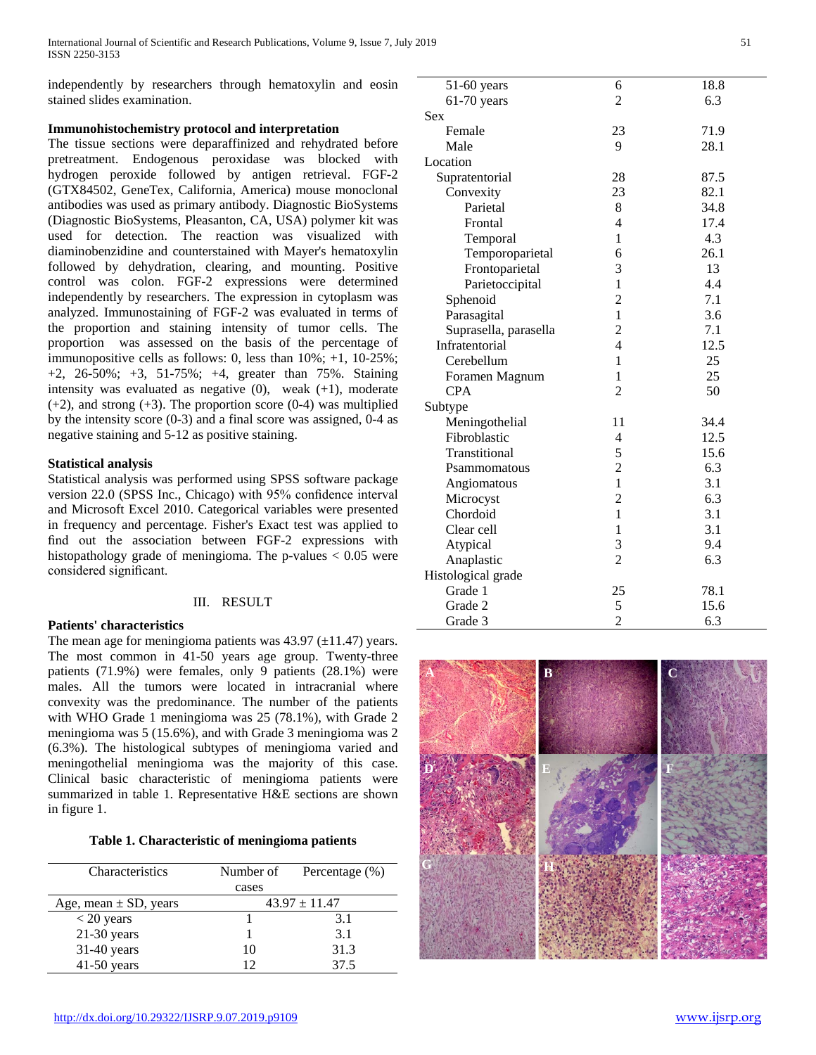independently by researchers through hematoxylin and eosin stained slides examination.

### Immunohistochemistry protocol and interpretation

The tissue sections were deparaffinized and rehydrated before pretreatment. Endogenous peroxidase was blocked with hydrogen peroxide followed by antigen retrieval. FGF-2 (GTX84502, GeneTex, California, America) mouse monoclonal antibodies was used as primary antibody. Diagnostic BioSystems (Diagnostic BioSystems, Pleasanton, CA, USA) polymer kit was used for detection. The reaction was visualized with diaminobenzidine and counterstained with Mayer's hematoxylin followed by dehydration, clearing, and mounting. Positive control was colon. FGF-2 expressions were determined independently by researchers. The expression in cytoplasm was analyzed. Immunostaining of FGF-2 was evaluated in terms of the proportion and staining intensity of tumor cells. The proportion was assessed on the basis of the percentage of immunopositive cells as follows: 0, less than 10%; +1, 10-25%; +2, 26-50%; +3, 51-75%; +4, greater than 75%. Staining intensity was evaluated as negative (0), weak (+1), moderate (+2), and strong (+3). The proportion score (0-4) was multiplied by the intensity score (0-3) and a final score was assigned, 0-4 as negative staining and 5-12 as positive staining.

### Statistical analysis

Statistical analysis was performed using SPSS software package version 22.0 (SPSS Inc., Chicago) with 95% confidence interval and Microsoft Excel 2010. Categorical variables were presented in frequency and percentage. Fisher's Exact test was applied to find out the association between FGF-2 expressions with histopathology grade of meningioma. The p-values < 0.05 were considered significant.

## III. RESULT

### Patients' characteristics

The mean age for meningioma patients was 43.97 (±11.47) years. The most common in 41-50 years age group. Twenty-three patients (71.9%) were females, only 9 patients (28.1%) were males. All the tumors were located in intracranial where convexity was the predominance. The number of the patients with WHO Grade 1 meningioma was 25 (78.1%), with Grade 2 meningioma was 5 (15.6%), and with Grade 3 meningioma was 2 (6.3%). The histological subtypes of meningioma varied and meningothelial meningioma was the majority of this case. Clinical basic characteristic of meningioma patients were summarized in table 1. Representative H&E sections are shown in figure 1.

**Table 1. Characteristic of meningioma patients**

| Characteristics | Number of cases | Percentage (%) |
|---|---|---|
| Age, mean ± SD, years | 43.97 ± 11.47 | |
| < 20 years | 1 | 3.1 |
| 21-30 years | 1 | 3.1 |
| 31-40 years | 10 | 31.3 |
| 41-50 years | 12 | 37.5 |
| 51-60 years | 6 | 18.8 |
| 61-70 years | 2 | 6.3 |
| Sex | | |
| Female | 23 | 71.9 |
| Male | 9 | 28.1 |
| Location | | |
| Supratentorial | 28 | 87.5 |
| Convexity | 23 | 82.1 |
| Parietal | 8 | 34.8 |
| Frontal | 4 | 17.4 |
| Temporal | 1 | 4.3 |
| Temporoparietal | 6 | 26.1 |
| Frontoparietal | 3 | 13 |
| Parietoccipital | 1 | 4.4 |
| Sphenoid | 2 | 7.1 |
| Parasagital | 1 | 3.6 |
| Suprasella, parasella | 2 | 7.1 |
| Infratentorial | 4 | 12.5 |
| Cerebellum | 1 | 25 |
| Foramen Magnum | 1 | 25 |
| CPA | 2 | 50 |
| Subtype | | |
| Meningothelial | 11 | 34.4 |
| Fibroblastic | 4 | 12.5 |
| Transtitional | 5 | 15.6 |
| Psammomatous | 2 | 6.3 |
| Angiomatous | 1 | 3.1 |
| Microcyst | 2 | 6.3 |
| Chordoid | 1 | 3.1 |
| Clear cell | 1 | 3.1 |
| Atypical | 3 | 9.4 |
| Anaplastic | 2 | 6.3 |
| Histological grade | | |
| Grade 1 | 25 | 78.1 |
| Grade 2 | 5 | 15.6 |
| Grade 3 | 2 | 6.3 |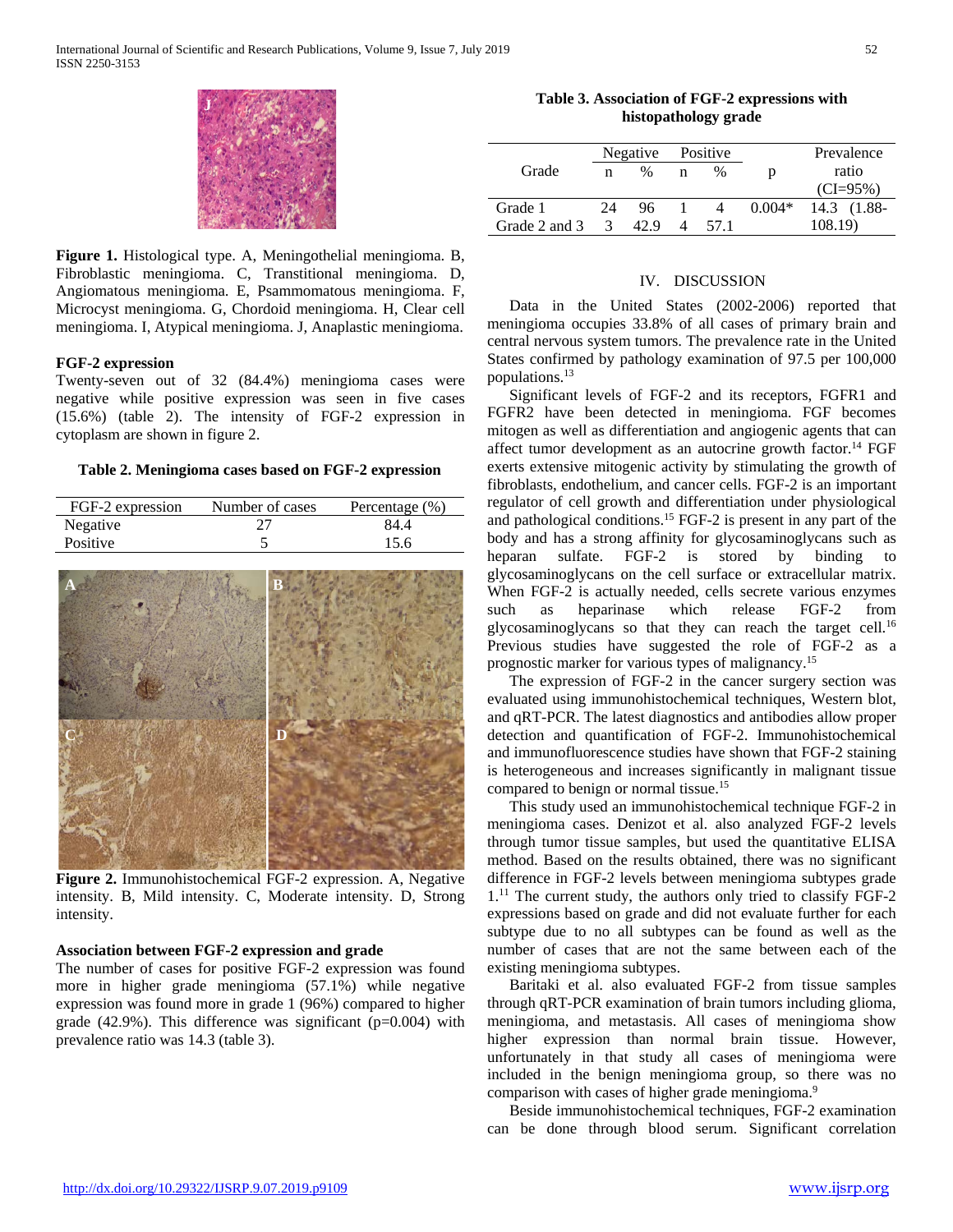**Figure 1.** Histological type. A, Meningothelial meningioma. B, Fibroblastic meningioma. C, Transtitional meningioma. D, Angiomatous meningioma. E, Psammomatous meningioma. F, Microcyst meningioma. G, Chordoid meningioma. H, Clear cell meningioma. I, Atypical meningioma. J, Anaplastic meningioma.

### FGF-2 expression

Twenty-seven out of 32 (84.4%) meningioma cases were negative while positive expression was seen in five cases (15.6%) (table 2). The intensity of FGF-2 expression in cytoplasm are shown in figure 2.

**Table 2. Meningioma cases based on FGF-2 expression**

| FGF-2 expression | Number of cases | Percentage (%) |
| --- | --- | --- |
| Negative | 27 | 84.4 |
| Positive | 5 | 15.6 |

**Figure 2.** Immunohistochemical FGF-2 expression. A, Negative intensity. B, Mild intensity. C, Moderate intensity. D, Strong intensity.

### Association between FGF-2 expression and grade

The number of cases for positive FGF-2 expression was found more in higher grade meningioma (57.1%) while negative expression was found more in grade 1 (96%) compared to higher grade (42.9%). This difference was significant (p=0.004) with prevalence ratio was 14.3 (table 3).

**Table 3. Association of FGF-2 expressions with histopathology grade**

| Grade | Negative | | Positive | | p | Prevalence ratio (CI=95%) |
| --- | --- | --- | --- | --- | --- | --- |
| | n | % | n | % | | |
| Grade 1 | 24 | 96 | 1 | 4 | 0.004* | 14.3 (1.88-108.19) |
| Grade 2 and 3 | 3 | 42.9 | 4 | 57.1 | | |

## IV. DISCUSSION

Data in the United States (2002-2006) reported that meningioma occupies 33.8% of all cases of primary brain and central nervous system tumors. The prevalence rate in the United States confirmed by pathology examination of 97.5 per 100,000 populations.[13]

Significant levels of FGF-2 and its receptors, FGFR1 and FGFR2 have been detected in meningioma. FGF becomes mitogen as well as differentiation and angiogenic agents that can affect tumor development as an autocrine growth factor.[14] FGF exerts extensive mitogenic activity by stimulating the growth of fibroblasts, endothelium, and cancer cells. FGF-2 is an important regulator of cell growth and differentiation under physiological and pathological conditions.[15] FGF-2 is present in any part of the body and has a strong affinity for glycosaminoglycans such as heparan sulfate. FGF-2 is stored by binding to glycosaminoglycans on the cell surface or extracellular matrix. When FGF-2 is actually needed, cells secrete various enzymes such as heparinase which release FGF-2 from glycosaminoglycans so that they can reach the target cell.[16] Previous studies have suggested the role of FGF-2 as a prognostic marker for various types of malignancy.[15]

The expression of FGF-2 in the cancer surgery section was evaluated using immunohistochemical techniques, Western blot, and qRT-PCR. The latest diagnostics and antibodies allow proper detection and quantification of FGF-2. Immunohistochemical and immunofluorescence studies have shown that FGF-2 staining is heterogeneous and increases significantly in malignant tissue compared to benign or normal tissue.[15]

This study used an immunohistochemical technique FGF-2 in meningioma cases. Denizot et al. also analyzed FGF-2 levels through tumor tissue samples, but used the quantitative ELISA method. Based on the results obtained, there was no significant difference in FGF-2 levels between meningioma subtypes grade 1.[11] The current study, the authors only tried to classify FGF-2 expressions based on grade and did not evaluate further for each subtype due to no all subtypes can be found as well as the number of cases that are not the same between each of the existing meningioma subtypes.

Baritaki et al. also evaluated FGF-2 from tissue samples through qRT-PCR examination of brain tumors including glioma, meningioma, and metastasis. All cases of meningioma show higher expression than normal brain tissue. However, unfortunately in that study all cases of meningioma were included in the benign meningioma group, so there was no comparison with cases of higher grade meningioma.[9]

Beside immunohistochemical techniques, FGF-2 examination can be done through blood serum. Significant correlation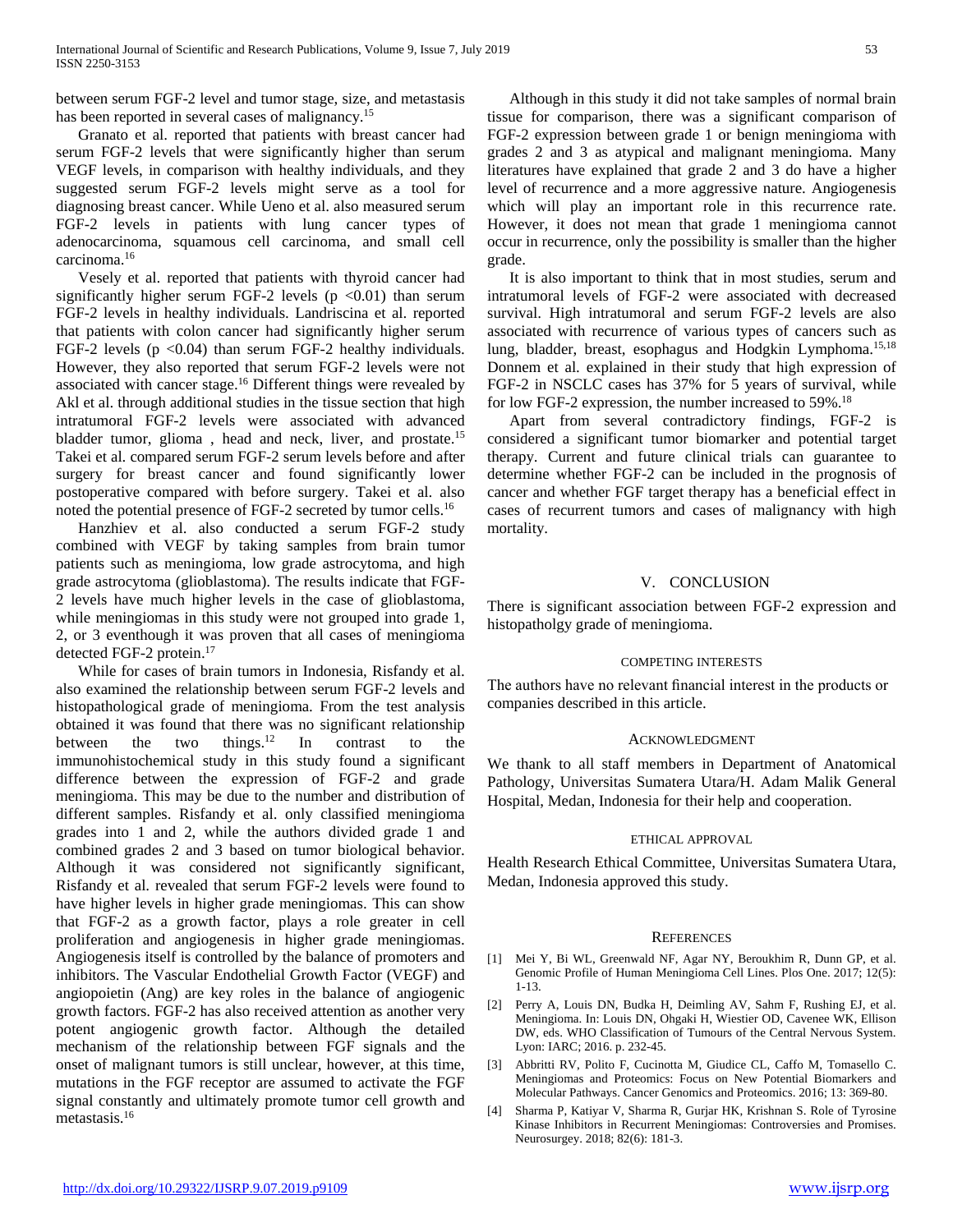between serum FGF-2 level and tumor stage, size, and metastasis has been reported in several cases of malignancy.[15]

Granato et al. reported that patients with breast cancer had serum FGF-2 levels that were significantly higher than serum VEGF levels, in comparison with healthy individuals, and they suggested serum FGF-2 levels might serve as a tool for diagnosing breast cancer. While Ueno et al. also measured serum FGF-2 levels in patients with lung cancer types of adenocarcinoma, squamous cell carcinoma, and small cell carcinoma.[16]

Vesely et al. reported that patients with thyroid cancer had significantly higher serum FGF-2 levels ($p < 0.01$) than serum FGF-2 levels in healthy individuals. Landriscina et al. reported that patients with colon cancer had significantly higher serum FGF-2 levels ($p < 0.04$) than serum FGF-2 healthy individuals. However, they also reported that serum FGF-2 levels were not associated with cancer stage.[16] Different things were revealed by Akl et al. through additional studies in the tissue section that high intratumoral FGF-2 levels were associated with advanced bladder tumor, glioma , head and neck, liver, and prostate.[15] Takei et al. compared serum FGF-2 serum levels before and after surgery for breast cancer and found significantly lower postoperative compared with before surgery. Takei et al. also noted the potential presence of FGF-2 secreted by tumor cells.[16]

Hanzhiev et al. also conducted a serum FGF-2 study combined with VEGF by taking samples from brain tumor patients such as meningioma, low grade astrocytoma, and high grade astrocytoma (glioblastoma). The results indicate that FGF-2 levels have much higher levels in the case of glioblastoma, while meningiomas in this study were not grouped into grade 1, 2, or 3 eventhough it was proven that all cases of meningioma detected FGF-2 protein.[17]

While for cases of brain tumors in Indonesia, Risfandy et al. also examined the relationship between serum FGF-2 levels and histopathological grade of meningioma. From the test analysis obtained it was found that there was no significant relationship between the two things.[12] In contrast to the immunohistochemical study in this study found a significant difference between the expression of FGF-2 and grade meningioma. This may be due to the number and distribution of different samples. Risfandy et al. only classified meningioma grades into 1 and 2, while the authors divided grade 1 and combined grades 2 and 3 based on tumor biological behavior. Although it was considered not significantly significant, Risfandy et al. revealed that serum FGF-2 levels were found to have higher levels in higher grade meningiomas. This can show that FGF-2 as a growth factor, plays a role greater in cell proliferation and angiogenesis in higher grade meningiomas. Angiogenesis itself is controlled by the balance of promoters and inhibitors. The Vascular Endothelial Growth Factor (VEGF) and angiopoietin (Ang) are key roles in the balance of angiogenic growth factors. FGF-2 has also received attention as another very potent angiogenic growth factor. Although the detailed mechanism of the relationship between FGF signals and the onset of malignant tumors is still unclear, however, at this time, mutations in the FGF receptor are assumed to activate the FGF signal constantly and ultimately promote tumor cell growth and metastasis.[16]

Although in this study it did not take samples of normal brain tissue for comparison, there was a significant comparison of FGF-2 expression between grade 1 or benign meningioma with grades 2 and 3 as atypical and malignant meningioma. Many literatures have explained that grade 2 and 3 do have a higher level of recurrence and a more aggressive nature. Angiogenesis which will play an important role in this recurrence rate. However, it does not mean that grade 1 meningioma cannot occur in recurrence, only the possibility is smaller than the higher grade.

It is also important to think that in most studies, serum and intratumoral levels of FGF-2 were associated with decreased survival. High intratumoral and serum FGF-2 levels are also associated with recurrence of various types of cancers such as lung, bladder, breast, esophagus and Hodgkin Lymphoma.[15,18] Donnem et al. explained in their study that high expression of FGF-2 in NSCLC cases has 37% for 5 years of survival, while for low FGF-2 expression, the number increased to 59%.[18]

Apart from several contradictory findings, FGF-2 is considered a significant tumor biomarker and potential target therapy. Current and future clinical trials can guarantee to determine whether FGF-2 can be included in the prognosis of cancer and whether FGF target therapy has a beneficial effect in cases of recurrent tumors and cases of malignancy with high mortality.

## V. CONCLUSION

There is significant association between FGF-2 expression and histopatholgy grade of meningioma.

### COMPETING INTERESTS

The authors have no relevant financial interest in the products or companies described in this article.

### ACKNOWLEDGMENT

We thank to all staff members in Department of Anatomical Pathology, Universitas Sumatera Utara/H. Adam Malik General Hospital, Medan, Indonesia for their help and cooperation.

### ETHICAL APPROVAL

Health Research Ethical Committee, Universitas Sumatera Utara, Medan, Indonesia approved this study.

### REFERENCES

[1] Mei Y, Bi WL, Greenwald NF, Agar NY, Beroukhim R, Dunn GP, et al. Genomic Profile of Human Meningioma Cell Lines. Plos One. 2017; 12(5): 1-13.

[2] Perry A, Louis DN, Budka H, Deimling AV, Sahm F, Rushing EJ, et al. Meningioma. In: Louis DN, Ohgaki H, Wiestier OD, Cavenee WK, Ellison DW, eds. WHO Classification of Tumours of the Central Nervous System. Lyon: IARC; 2016. p. 232-45.

[3] Abbritti RV, Polito F, Cucinotta M, Giudice CL, Caffo M, Tomasello C. Meningiomas and Proteomics: Focus on New Potential Biomarkers and Molecular Pathways. Cancer Genomics and Proteomics. 2016; 13: 369-80.

[4] Sharma P, Katiyar V, Sharma R, Gurjar HK, Krishnan S. Role of Tyrosine Kinase Inhibitors in Recurrent Meningiomas: Controversies and Promises. Neurosurgey. 2018; 82(6): 181-3.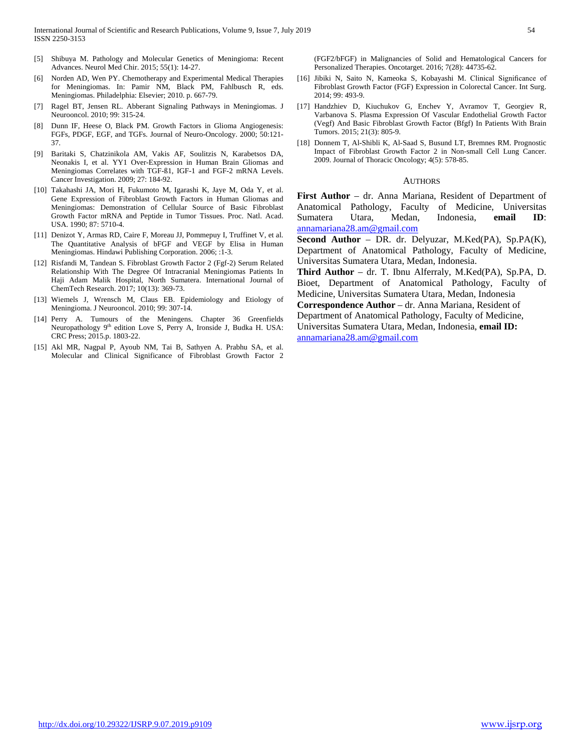[5] Shibuya M. Pathology and Molecular Genetics of Meningioma: Recent Advances. Neurol Med Chir. 2015; 55(1): 14-27.

[6] Norden AD, Wen PY. Chemotherapy and Experimental Medical Therapies for Meningiomas. In: Pamir NM, Black PM, Fahlbusch R, eds. Meningiomas. Philadelphia: Elsevier; 2010. p. 667-79.

[7] Ragel BT, Jensen RL. Abberant Signaling Pathways in Meningiomas. J Neurooncol. 2010; 99: 315-24.

[8] Dunn IF, Heese O, Black PM. Growth Factors in Glioma Angiogenesis: FGFs, PDGF, EGF, and TGFs. Journal of Neuro-Oncology. 2000; 50:121-37.

[9] Baritaki S, Chatzinikola AM, Vakis AF, Soulitzis N, Karabetsos DA, Neonakis I, et al. YY1 Over-Expression in Human Brain Gliomas and Meningiomas Correlates with TGF-ß1, IGF-1 and FGF-2 mRNA Levels. Cancer Investigation. 2009; 27: 184-92.

[10] Takahashi JA, Mori H, Fukumoto M, Igarashi K, Jaye M, Oda Y, et al. Gene Expression of Fibroblast Growth Factors in Human Gliomas and Meningiomas: Demonstration of Cellular Source of Basic Fibroblast Growth Factor mRNA and Peptide in Tumor Tissues. Proc. Natl. Acad. USA. 1990; 87: 5710-4.

[11] Denizot Y, Armas RD, Caire F, Moreau JJ, Pommepuy I, Truffinet V, et al. The Quantitative Analysis of bFGF and VEGF by Elisa in Human Meningiomas. Hindawi Publishing Corporation. 2006; :1-3.

[12] Risfandi M, Tandean S. Fibroblast Growth Factor 2 (Fgf-2) Serum Related Relationship With The Degree Of Intracranial Meningiomas Patients In Haji Adam Malik Hospital, North Sumatera. International Journal of ChemTech Research. 2017; 10(13): 369-73.

[13] Wiemels J, Wrensch M, Claus EB. Epidemiology and Etiology of Meningioma. J Neurooncol. 2010; 99: 307-14.

[14] Perry A. Tumours of the Meningens. Chapter 36 Greenfields Neuropathology 9th edition Love S, Perry A, Ironside J, Budka H. USA: CRC Press; 2015.p. 1803-22.

[15] Akl MR, Nagpal P, Ayoub NM, Tai B, Sathyen A. Prabhu SA, et al. Molecular and Clinical Significance of Fibroblast Growth Factor 2 (FGF2/bFGF) in Malignancies of Solid and Hematological Cancers for Personalized Therapies. Oncotarget. 2016; 7(28): 44735-62.

[16] Jibiki N, Saito N, Kameoka S, Kobayashi M. Clinical Significance of Fibroblast Growth Factor (FGF) Expression in Colorectal Cancer. Int Surg. 2014; 99: 493-9.

[17] Handzhiev D, Kiuchukov G, Enchev Y, Avramov T, Georgiev R, Varbanova S. Plasma Expression Of Vascular Endothelial Growth Factor (Vegf) And Basic Fibroblast Growth Factor (Bfgf) In Patients With Brain Tumors. 2015; 21(3): 805-9.

[18] Donnem T, Al-Shibli K, Al-Saad S, Busund LT, Bremnes RM. Prognostic Impact of Fibroblast Growth Factor 2 in Non-small Cell Lung Cancer. 2009. Journal of Thoracic Oncology; 4(5): 578-85.

## Authors

**First Author** – dr. Anna Mariana, Resident of Department of Anatomical Pathology, Faculty of Medicine, Universitas Sumatera Utara, Medan, Indonesia, **email ID**: annamariana28.am@gmail.com

**Second Author** – DR. dr. Delyuzar, M.Ked(PA), Sp.PA(K), Department of Anatomical Pathology, Faculty of Medicine, Universitas Sumatera Utara, Medan, Indonesia.

**Third Author** – dr. T. Ibnu Alferraly, M.Ked(PA), Sp.PA, D. Bioet, Department of Anatomical Pathology, Faculty of Medicine, Universitas Sumatera Utara, Medan, Indonesia

**Correspondence Author** – dr. Anna Mariana, Resident of Department of Anatomical Pathology, Faculty of Medicine, Universitas Sumatera Utara, Medan, Indonesia, **email ID:** annamariana28.am@gmail.com